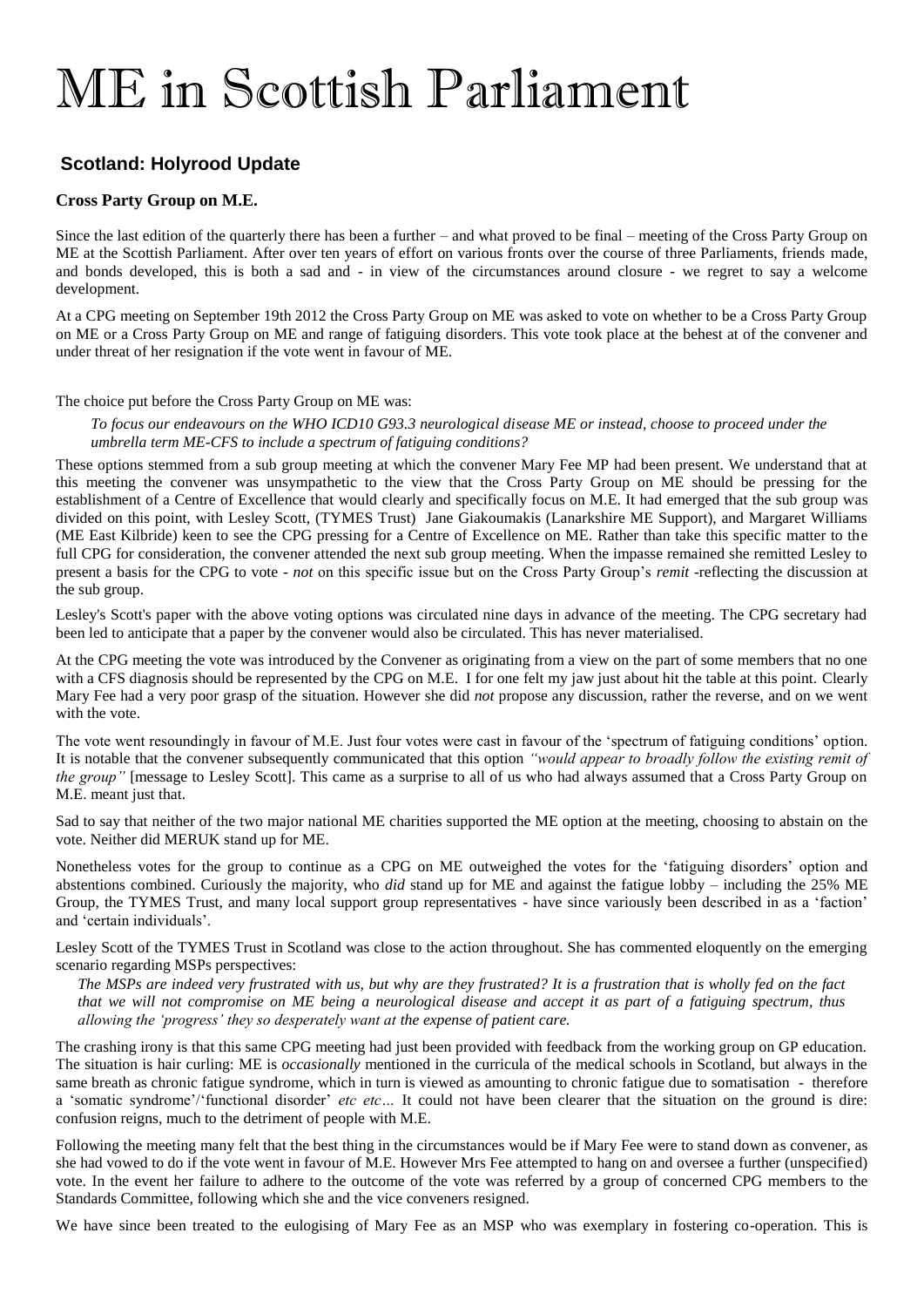# ME in Scottish Parliament

## Scotland: Holyrood Update

### Cross Party Group on M.E.

Since the last edition of the quarterly there has been a further – and what proved to be final – meeting of the Cross Party Group on ME at the Scottish Parliament. After over ten years of effort on various fronts over the course of three Parliaments, friends made, and bonds developed, this is both a sad and - in view of the circumstances around closure - we regret to say a welcome development.

At a CPG meeting on September 19th 2012 the Cross Party Group on ME was asked to vote on whether to be a Cross Party Group on ME or a Cross Party Group on ME and range of fatiguing disorders. This vote took place at the behest at of the convener and under threat of her resignation if the vote went in favour of ME.

The choice put before the Cross Party Group on ME was:

> *To focus our endeavours on the WHO ICD10 G93.3 neurological disease ME or instead, choose to proceed under the umbrella term ME-CFS to include a spectrum of fatiguing conditions?*

These options stemmed from a sub group meeting at which the convener Mary Fee MP had been present. We understand that at this meeting the convener was unsympathetic to the view that the Cross Party Group on ME should be pressing for the establishment of a Centre of Excellence that would clearly and specifically focus on M.E. It had emerged that the sub group was divided on this point, with Lesley Scott, (TYMES Trust) Jane Giakoumakis (Lanarkshire ME Support), and Margaret Williams (ME East Kilbride) keen to see the CPG pressing for a Centre of Excellence on ME. Rather than take this specific matter to the full CPG for consideration, the convener attended the next sub group meeting. When the impasse remained she remitted Lesley to present a basis for the CPG to vote - *not* on this specific issue but on the Cross Party Group's *remit* -reflecting the discussion at the sub group.

Lesley's Scott's paper with the above voting options was circulated nine days in advance of the meeting. The CPG secretary had been led to anticipate that a paper by the convener would also be circulated. This has never materialised.

At the CPG meeting the vote was introduced by the Convener as originating from a view on the part of some members that no one with a CFS diagnosis should be represented by the CPG on M.E. I for one felt my jaw just about hit the table at this point. Clearly Mary Fee had a very poor grasp of the situation. However she did *not* propose any discussion, rather the reverse, and on we went with the vote.

The vote went resoundingly in favour of M.E. Just four votes were cast in favour of the 'spectrum of fatiguing conditions' option. It is notable that the convener subsequently communicated that this option *"would appear to broadly follow the existing remit of the group"* [message to Lesley Scott]. This came as a surprise to all of us who had always assumed that a Cross Party Group on M.E. meant just that.

Sad to say that neither of the two major national ME charities supported the ME option at the meeting, choosing to abstain on the vote. Neither did MERUK stand up for ME.

Nonetheless votes for the group to continue as a CPG on ME outweighed the votes for the 'fatiguing disorders' option and abstentions combined. Curiously the majority, who *did* stand up for ME and against the fatigue lobby – including the 25% ME Group, the TYMES Trust, and many local support group representatives - have since variously been described in as a 'faction' and 'certain individuals'.

Lesley Scott of the TYMES Trust in Scotland was close to the action throughout. She has commented eloquently on the emerging scenario regarding MSPs perspectives:

> *The MSPs are indeed very frustrated with us, but why are they frustrated? It is a frustration that is wholly fed on the fact that we will not compromise on ME being a neurological disease and accept it as part of a fatiguing spectrum, thus allowing the 'progress' they so desperately want at the expense of patient care.*

The crashing irony is that this same CPG meeting had just been provided with feedback from the working group on GP education. The situation is hair curling: ME is *occasionally* mentioned in the curricula of the medical schools in Scotland, but always in the same breath as chronic fatigue syndrome, which in turn is viewed as amounting to chronic fatigue due to somatisation - therefore a 'somatic syndrome'/'functional disorder' *etc etc…* It could not have been clearer that the situation on the ground is dire: confusion reigns, much to the detriment of people with M.E.

Following the meeting many felt that the best thing in the circumstances would be if Mary Fee were to stand down as convener, as she had vowed to do if the vote went in favour of M.E. However Mrs Fee attempted to hang on and oversee a further (unspecified) vote. In the event her failure to adhere to the outcome of the vote was referred by a group of concerned CPG members to the Standards Committee, following which she and the vice conveners resigned.

We have since been treated to the eulogising of Mary Fee as an MSP who was exemplary in fostering co-operation. This is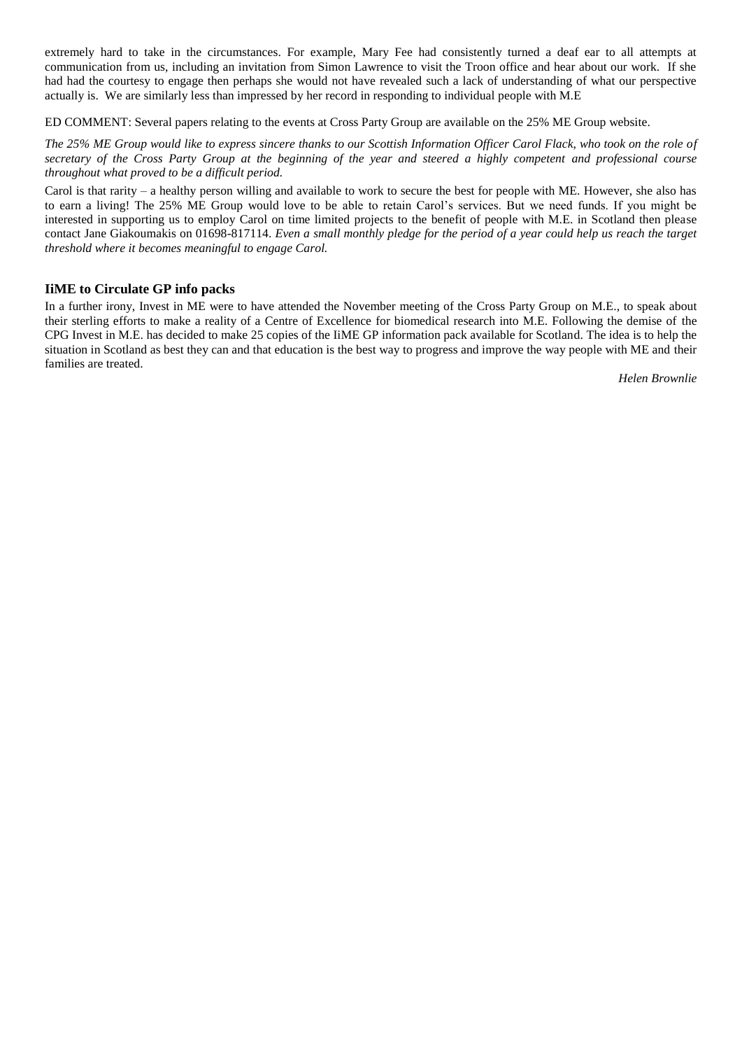extremely hard to take in the circumstances. For example, Mary Fee had consistently turned a deaf ear to all attempts at communication from us, including an invitation from Simon Lawrence to visit the Troon office and hear about our work. If she had had the courtesy to engage then perhaps she would not have revealed such a lack of understanding of what our perspective actually is. We are similarly less than impressed by her record in responding to individual people with M.E

ED COMMENT: Several papers relating to the events at Cross Party Group are available on the 25% ME Group website.

*The 25% ME Group would like to express sincere thanks to our Scottish Information Officer Carol Flack, who took on the role of secretary of the Cross Party Group at the beginning of the year and steered a highly competent and professional course throughout what proved to be a difficult period.*

Carol is that rarity – a healthy person willing and available to work to secure the best for people with ME. However, she also has to earn a living! The 25% ME Group would love to be able to retain Carol's services. But we need funds. If you might be interested in supporting us to employ Carol on time limited projects to the benefit of people with M.E. in Scotland then please contact Jane Giakoumakis on 01698-817114. *Even a small monthly pledge for the period of a year could help us reach the target threshold where it becomes meaningful to engage Carol.*

### IiME to Circulate GP info packs

In a further irony, Invest in ME were to have attended the November meeting of the Cross Party Group on M.E., to speak about their sterling efforts to make a reality of a Centre of Excellence for biomedical research into M.E. Following the demise of the CPG Invest in M.E. has decided to make 25 copies of the IiME GP information pack available for Scotland. The idea is to help the situation in Scotland as best they can and that education is the best way to progress and improve the way people with ME and their families are treated.

*Helen Brownlie*